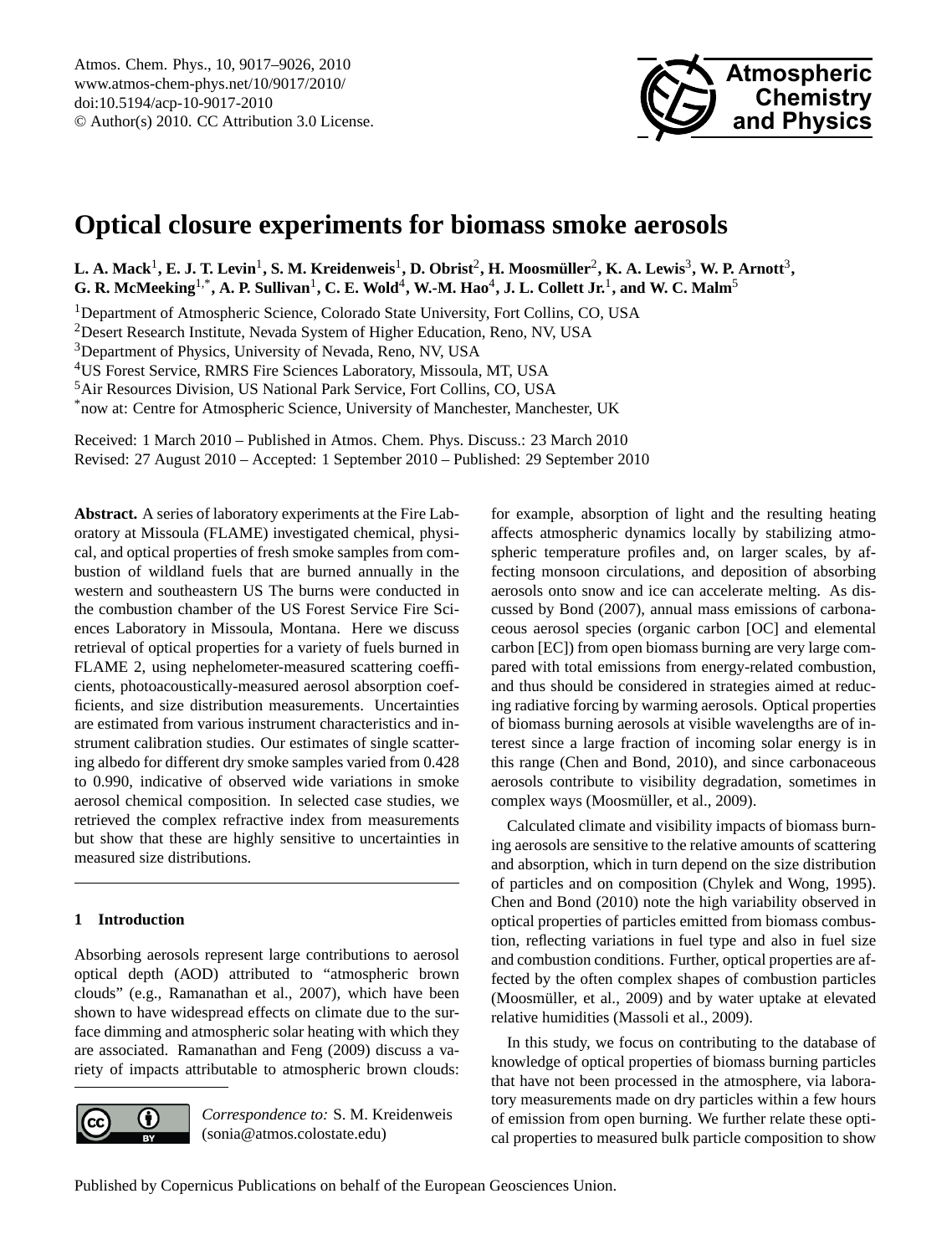# Optical closure experiments for biomass smoke aerosols

**L. A. Mack[1], E. J. T. Levin[1], S. M. Kreidenweis[1], D. Obrist[2], H. Moosmüller[2], K. A. Lewis[3], W. P. Arnott[3], G. R. McMeeking[1,*], A. P. Sullivan[1], C. E. Wold[4], W.-M. Hao[4], J. L. Collett Jr.[1], and W. C. Malm[5]**

[1]Department of Atmospheric Science, Colorado State University, Fort Collins, CO, USA
[2]Desert Research Institute, Nevada System of Higher Education, Reno, NV, USA
[3]Department of Physics, University of Nevada, Reno, NV, USA
[4]US Forest Service, RMRS Fire Sciences Laboratory, Missoula, MT, USA
[5]Air Resources Division, US National Park Service, Fort Collins, CO, USA
[*]now at: Centre for Atmospheric Science, University of Manchester, Manchester, UK

Received: 1 March 2010 – Published in Atmos. Chem. Phys. Discuss.: 23 March 2010
Revised: 27 August 2010 – Accepted: 1 September 2010 – Published: 29 September 2010

**Abstract.** A series of laboratory experiments at the Fire Laboratory at Missoula (FLAME) investigated chemical, physical, and optical properties of fresh smoke samples from combustion of wildland fuels that are burned annually in the western and southeastern US The burns were conducted in the combustion chamber of the US Forest Service Fire Sciences Laboratory in Missoula, Montana. Here we discuss retrieval of optical properties for a variety of fuels burned in FLAME 2, using nephelometer-measured scattering coefficients, photoacoustically-measured aerosol absorption coefficients, and size distribution measurements. Uncertainties are estimated from various instrument characteristics and instrument calibration studies. Our estimates of single scattering albedo for different dry smoke samples varied from 0.428 to 0.990, indicative of observed wide variations in smoke aerosol chemical composition. In selected case studies, we retrieved the complex refractive index from measurements but show that these are highly sensitive to uncertainties in measured size distributions.

## 1 Introduction

Absorbing aerosols represent large contributions to aerosol optical depth (AOD) attributed to "atmospheric brown clouds" (e.g., Ramanathan et al., 2007), which have been shown to have widespread effects on climate due to the surface dimming and atmospheric solar heating with which they are associated. Ramanathan and Feng (2009) discuss a variety of impacts attributable to atmospheric brown clouds: for example, absorption of light and the resulting heating affects atmospheric dynamics locally by stabilizing atmospheric temperature profiles and, on larger scales, by affecting monsoon circulations, and deposition of absorbing aerosols onto snow and ice can accelerate melting. As discussed by Bond (2007), annual mass emissions of carbonaceous aerosol species (organic carbon [OC] and elemental carbon [EC]) from open biomass burning are very large compared with total emissions from energy-related combustion, and thus should be considered in strategies aimed at reducing radiative forcing by warming aerosols. Optical properties of biomass burning aerosols at visible wavelengths are of interest since a large fraction of incoming solar energy is in this range (Chen and Bond, 2010), and since carbonaceous aerosols contribute to visibility degradation, sometimes in complex ways (Moosmüller, et al., 2009).

Calculated climate and visibility impacts of biomass burning aerosols are sensitive to the relative amounts of scattering and absorption, which in turn depend on the size distribution of particles and on composition (Chylek and Wong, 1995). Chen and Bond (2010) note the high variability observed in optical properties of particles emitted from biomass combustion, reflecting variations in fuel type and also in fuel size and combustion conditions. Further, optical properties are affected by the often complex shapes of combustion particles (Moosmüller, et al., 2009) and by water uptake at elevated relative humidities (Massoli et al., 2009).

In this study, we focus on contributing to the database of knowledge of optical properties of biomass burning particles that have not been processed in the atmosphere, via laboratory measurements made on dry particles within a few hours of emission from open burning. We further relate these optical properties to measured bulk particle composition to show

*Correspondence to:* S. M. Kreidenweis (sonia@atmos.colostate.edu)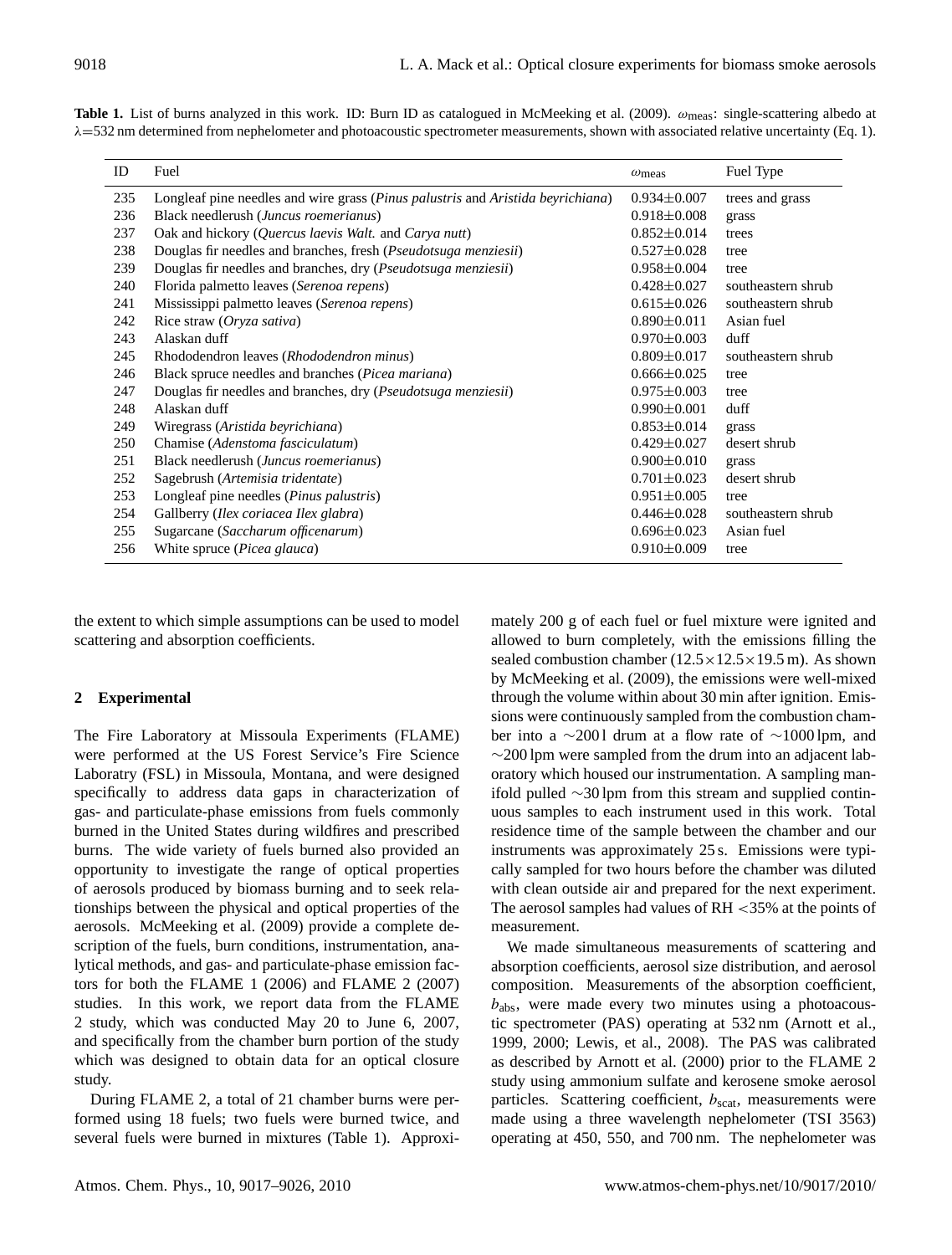**Table 1.** List of burns analyzed in this work. ID: Burn ID as catalogued in McMeeking et al. (2009). $\omega_{\text{meas}}$: single-scattering albedo at $\lambda$=532 nm determined from nephelometer and photoacoustic spectrometer measurements, shown with associated relative uncertainty (Eq. 1).

| ID | Fuel | $\omega_{\text{meas}}$ | Fuel Type |
|---|---|---|---|
| 235 | Longleaf pine needles and wire grass (*Pinus palustris* and *Aristida beyrichiana*) | $0.934 \pm 0.007$ | trees and grass |
| 236 | Black needlerush (*Juncus roemerianus*) | $0.918 \pm 0.008$ | grass |
| 237 | Oak and hickory (*Quercus laevis Walt.* and *Carya nutt*) | $0.852 \pm 0.014$ | trees |
| 238 | Douglas fir needles and branches, fresh (*Pseudotsuga menziesii*) | $0.527 \pm 0.028$ | tree |
| 239 | Douglas fir needles and branches, dry (*Pseudotsuga menziesii*) | $0.958 \pm 0.004$ | tree |
| 240 | Florida palmetto leaves (*Serenoa repens*) | $0.428 \pm 0.027$ | southeastern shrub |
| 241 | Mississippi palmetto leaves (*Serenoa repens*) | $0.615 \pm 0.026$ | southeastern shrub |
| 242 | Rice straw (*Oryza sativa*) | $0.890 \pm 0.011$ | Asian fuel |
| 243 | Alaskan duff | $0.970 \pm 0.003$ | duff |
| 245 | Rhododendron leaves (*Rhododendron minus*) | $0.809 \pm 0.017$ | southeastern shrub |
| 246 | Black spruce needles and branches (*Picea mariana*) | $0.666 \pm 0.025$ | tree |
| 247 | Douglas fir needles and branches, dry (*Pseudotsuga menziesii*) | $0.975 \pm 0.003$ | tree |
| 248 | Alaskan duff | $0.990 \pm 0.001$ | duff |
| 249 | Wiregrass (*Aristida beyrichiana*) | $0.853 \pm 0.014$ | grass |
| 250 | Chamise (*Adenstoma fasciculatum*) | $0.429 \pm 0.027$ | desert shrub |
| 251 | Black needlerush (*Juncus roemerianus*) | $0.900 \pm 0.010$ | grass |
| 252 | Sagebrush (*Artemisia tridentate*) | $0.701 \pm 0.023$ | desert shrub |
| 253 | Longleaf pine needles (*Pinus palustris*) | $0.951 \pm 0.005$ | tree |
| 254 | Gallberry (*Ilex coriacea Ilex glabra*) | $0.446 \pm 0.028$ | southeastern shrub |
| 255 | Sugarcane (*Saccharum officenarum*) | $0.696 \pm 0.023$ | Asian fuel |
| 256 | White spruce (*Picea glauca*) | $0.910 \pm 0.009$ | tree |

the extent to which simple assumptions can be used to model scattering and absorption coefficients.

## 2 Experimental

The Fire Laboratory at Missoula Experiments (FLAME) were performed at the US Forest Service's Fire Science Laboratry (FSL) in Missoula, Montana, and were designed specifically to address data gaps in characterization of gas- and particulate-phase emissions from fuels commonly burned in the United States during wildfires and prescribed burns. The wide variety of fuels burned also provided an opportunity to investigate the range of optical properties of aerosols produced by biomass burning and to seek relationships between the physical and optical properties of the aerosols. McMeeking et al. (2009) provide a complete description of the fuels, burn conditions, instrumentation, analytical methods, and gas- and particulate-phase emission factors for both the FLAME 1 (2006) and FLAME 2 (2007) studies. In this work, we report data from the FLAME 2 study, which was conducted May 20 to June 6, 2007, and specifically from the chamber burn portion of the study which was designed to obtain data for an optical closure study.

During FLAME 2, a total of 21 chamber burns were performed using 18 fuels; two fuels were burned twice, and several fuels were burned in mixtures (Table 1). Approximately 200 g of each fuel or fuel mixture were ignited and allowed to burn completely, with the emissions filling the sealed combustion chamber ($12.5 \times 12.5 \times 19.5$ m). As shown by McMeeking et al. (2009), the emissions were well-mixed through the volume within about 30 min after ignition. Emissions were continuously sampled from the combustion chamber into a ~200 l drum at a flow rate of ~1000 lpm, and ~200 lpm were sampled from the drum into an adjacent laboratory which housed our instrumentation. A sampling manifold pulled ~30 lpm from this stream and supplied continuous samples to each instrument used in this work. Total residence time of the sample between the chamber and our instruments was approximately 25 s. Emissions were typically sampled for two hours before the chamber was diluted with clean outside air and prepared for the next experiment. The aerosol samples had values of RH <35% at the points of measurement.

We made simultaneous measurements of scattering and absorption coefficients, aerosol size distribution, and aerosol composition. Measurements of the absorption coefficient, $b_{\text{abs}}$, were made every two minutes using a photoacoustic spectrometer (PAS) operating at 532 nm (Arnott et al., 1999, 2000; Lewis, et al., 2008). The PAS was calibrated as described by Arnott et al. (2000) prior to the FLAME 2 study using ammonium sulfate and kerosene smoke aerosol particles. Scattering coefficient, $b_{\text{scat}}$, measurements were made using a three wavelength nephelometer (TSI 3563) operating at 450, 550, and 700 nm. The nephelometer was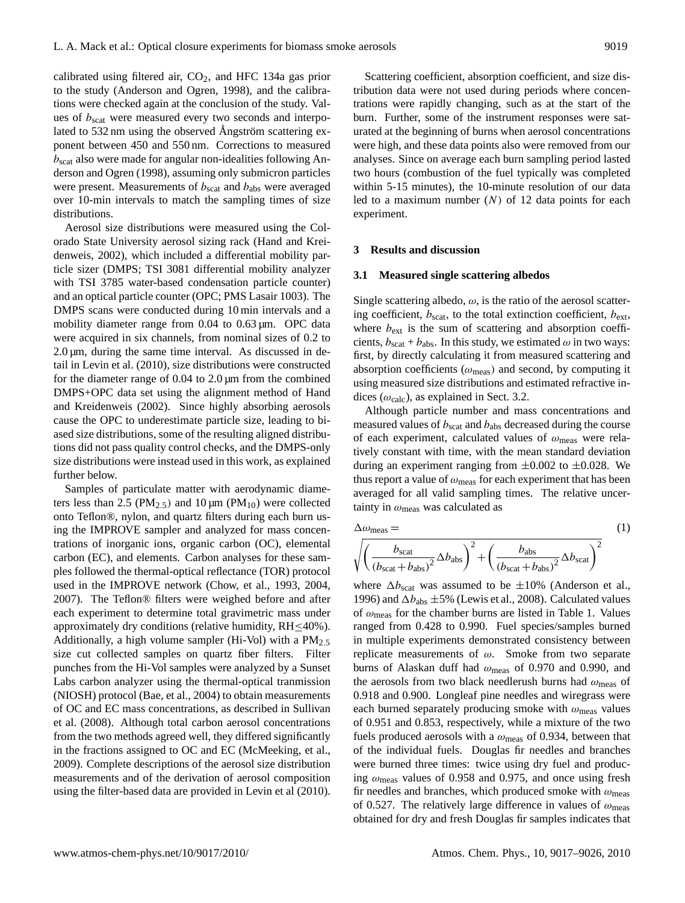calibrated using filtered air, $CO_2$, and HFC 134a gas prior to the study (Anderson and Ogren, 1998), and the calibrations were checked again at the conclusion of the study. Values of $b_{scat}$ were measured every two seconds and interpolated to 532 nm using the observed Ångström scattering exponent between 450 and 550 nm. Corrections to measured $b_{scat}$ also were made for angular non-idealities following Anderson and Ogren (1998), assuming only submicron particles were present. Measurements of $b_{scat}$ and $b_{abs}$ were averaged over 10-min intervals to match the sampling times of size distributions.

Aerosol size distributions were measured using the Colorado State University aerosol sizing rack (Hand and Kreidenweis, 2002), which included a differential mobility particle sizer (DMPS; TSI 3081 differential mobility analyzer with TSI 3785 water-based condensation particle counter) and an optical particle counter (OPC; PMS Lasair 1003). The DMPS scans were conducted during 10 min intervals and a mobility diameter range from 0.04 to 0.63 µm. OPC data were acquired in six channels, from nominal sizes of 0.2 to 2.0 µm, during the same time interval. As discussed in detail in Levin et al. (2010), size distributions were constructed for the diameter range of 0.04 to 2.0 µm from the combined DMPS+OPC data set using the alignment method of Hand and Kreidenweis (2002). Since highly absorbing aerosols cause the OPC to underestimate particle size, leading to biased size distributions, some of the resulting aligned distributions did not pass quality control checks, and the DMPS-only size distributions were instead used in this work, as explained further below.

Samples of particulate matter with aerodynamic diameters less than 2.5 ($PM_{2.5}$) and 10 µm ($PM_{10}$) were collected onto Teflon®, nylon, and quartz filters during each burn using the IMPROVE sampler and analyzed for mass concentrations of inorganic ions, organic carbon (OC), elemental carbon (EC), and elements. Carbon analyses for these samples followed the thermal-optical reflectance (TOR) protocol used in the IMPROVE network (Chow, et al., 1993, 2004, 2007). The Teflon® filters were weighed before and after each experiment to determine total gravimetric mass under approximately dry conditions (relative humidity, RH$\leq$40%). Additionally, a high volume sampler (Hi-Vol) with a $PM_{2.5}$ size cut collected samples on quartz fiber filters. Filter punches from the Hi-Vol samples were analyzed by a Sunset Labs carbon analyzer using the thermal-optical tranmission (NIOSH) protocol (Bae, et al., 2004) to obtain measurements of OC and EC mass concentrations, as described in Sullivan et al. (2008). Although total carbon aerosol concentrations from the two methods agreed well, they differed significantly in the fractions assigned to OC and EC (McMeeking, et al., 2009). Complete descriptions of the aerosol size distribution measurements and of the derivation of aerosol composition using the filter-based data are provided in Levin et al (2010).

Scattering coefficient, absorption coefficient, and size distribution data were not used during periods where concentrations were rapidly changing, such as at the start of the burn. Further, some of the instrument responses were saturated at the beginning of burns when aerosol concentrations were high, and these data points also were removed from our analyses. Since on average each burn sampling period lasted two hours (combustion of the fuel typically was completed within 5-15 minutes), the 10-minute resolution of our data led to a maximum number ($N$) of 12 data points for each experiment.

## 3 Results and discussion

### 3.1 Measured single scattering albedos

Single scattering albedo, $\omega$, is the ratio of the aerosol scattering coefficient, $b_{scat}$, to the total extinction coefficient, $b_{ext}$, where $b_{ext}$ is the sum of scattering and absorption coefficients, $b_{scat}$ + $b_{abs}$. In this study, we estimated $\omega$ in two ways: first, by directly calculating it from measured scattering and absorption coefficients ($\omega_{meas}$) and second, by computing it using measured size distributions and estimated refractive indices ($\omega_{calc}$), as explained in Sect. 3.2.

Although particle number and mass concentrations and measured values of $b_{scat}$ and $b_{abs}$ decreased during the course of each experiment, calculated values of $\omega_{meas}$ were relatively constant with time, with the mean standard deviation during an experiment ranging from $\pm 0.002$ to $\pm 0.028$. We thus report a value of $\omega_{meas}$ for each experiment that has been averaged for all valid sampling times. The relative uncertainty in $\omega_{meas}$ was calculated as

$$\Delta\omega_{meas} = \sqrt{\left(\frac{b_{scat}}{(b_{scat}+b_{abs})^2}\Delta b_{abs}\right)^2 + \left(\frac{b_{abs}}{(b_{scat}+b_{abs})^2}\Delta b_{scat}\right)^2} \quad (1)$$

where $\Delta b_{scat}$ was assumed to be $\pm 10\%$ (Anderson et al., 1996) and $\Delta b_{abs}$ $\pm 5\%$ (Lewis et al., 2008). Calculated values of $\omega_{meas}$ for the chamber burns are listed in Table 1. Values ranged from 0.428 to 0.990. Fuel species/samples burned in multiple experiments demonstrated consistency between replicate measurements of $\omega$. Smoke from two separate burns of Alaskan duff had $\omega_{meas}$ of 0.970 and 0.990, and the aerosols from two black needlerush burns had $\omega_{meas}$ of 0.918 and 0.900. Longleaf pine needles and wiregrass were each burned separately producing smoke with $\omega_{meas}$ values of 0.951 and 0.853, respectively, while a mixture of the two fuels produced aerosols with a $\omega_{meas}$ of 0.934, between that of the individual fuels. Douglas fir needles and branches were burned three times: twice using dry fuel and producing $\omega_{meas}$ values of 0.958 and 0.975, and once using fresh fir needles and branches, which produced smoke with $\omega_{meas}$ of 0.527. The relatively large difference in values of $\omega_{meas}$ obtained for dry and fresh Douglas fir samples indicates that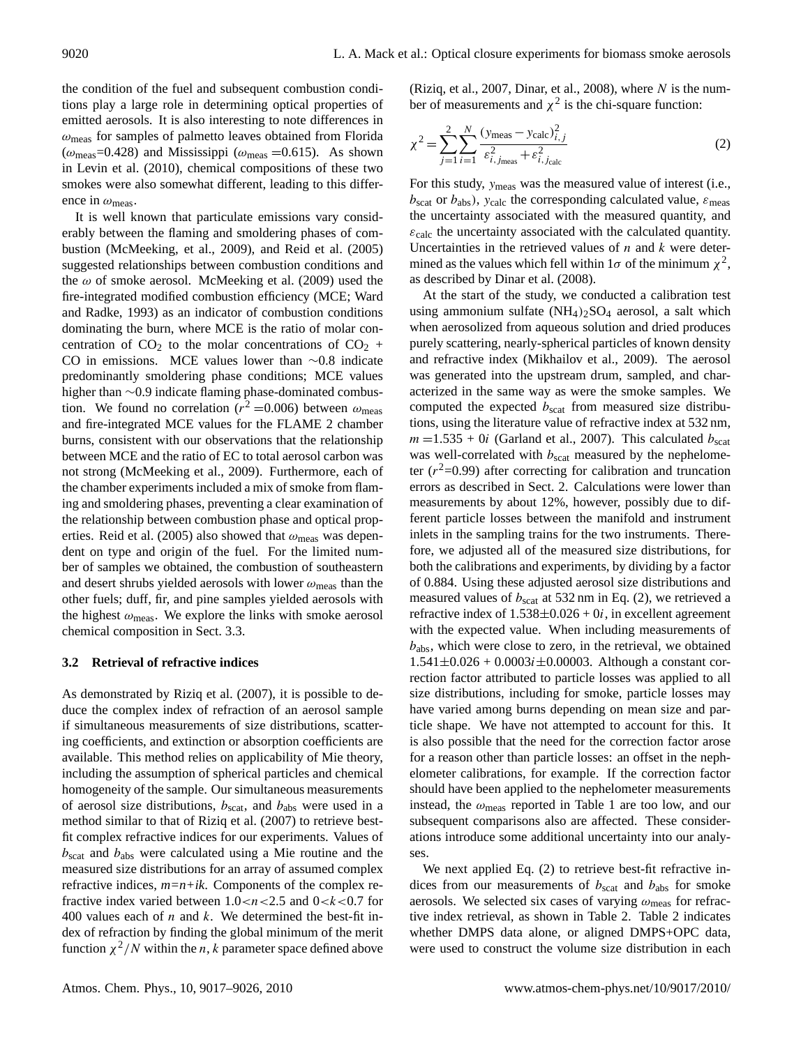the condition of the fuel and subsequent combustion conditions play a large role in determining optical properties of emitted aerosols. It is also interesting to note differences in $\omega_{meas}$ for samples of palmetto leaves obtained from Florida ($\omega_{meas}$=0.428) and Mississippi ($\omega_{meas}$ =0.615). As shown in Levin et al. (2010), chemical compositions of these two smokes were also somewhat different, leading to this difference in $\omega_{meas}$.

It is well known that particulate emissions vary considerably between the flaming and smoldering phases of combustion (McMeeking, et al., 2009), and Reid et al. (2005) suggested relationships between combustion conditions and the $\omega$ of smoke aerosol. McMeeking et al. (2009) used the fire-integrated modified combustion efficiency (MCE; Ward and Radke, 1993) as an indicator of combustion conditions dominating the burn, where MCE is the ratio of molar concentration of $CO_2$ to the molar concentrations of $CO_2$ + CO in emissions. MCE values lower than ∼0.8 indicate predominantly smoldering phase conditions; MCE values higher than ∼0.9 indicate flaming phase-dominated combustion. We found no correlation ($r^2$ =0.006) between $\omega_{meas}$ and fire-integrated MCE values for the FLAME 2 chamber burns, consistent with our observations that the relationship between MCE and the ratio of EC to total aerosol carbon was not strong (McMeeking et al., 2009). Furthermore, each of the chamber experiments included a mix of smoke from flaming and smoldering phases, preventing a clear examination of the relationship between combustion phase and optical properties. Reid et al. (2005) also showed that $\omega_{meas}$ was dependent on type and origin of the fuel. For the limited number of samples we obtained, the combustion of southeastern and desert shrubs yielded aerosols with lower $\omega_{meas}$ than the other fuels; duff, fir, and pine samples yielded aerosols with the highest $\omega_{meas}$. We explore the links with smoke aerosol chemical composition in Sect. 3.3.

### 3.2 Retrieval of refractive indices

As demonstrated by Riziq et al. (2007), it is possible to deduce the complex index of refraction of an aerosol sample if simultaneous measurements of size distributions, scattering coefficients, and extinction or absorption coefficients are available. This method relies on applicability of Mie theory, including the assumption of spherical particles and chemical homogeneity of the sample. Our simultaneous measurements of aerosol size distributions, $b_{scat}$, and $b_{abs}$ were used in a method similar to that of Riziq et al. (2007) to retrieve best-fit complex refractive indices for our experiments. Values of $b_{scat}$ and $b_{abs}$ were calculated using a Mie routine and the measured size distributions for an array of assumed complex refractive indices, $m=n+ik$. Components of the complex refractive index varied between $1.0<n<2.5$ and $0<k<0.7$ for 400 values each of $n$ and $k$. We determined the best-fit index of refraction by finding the global minimum of the merit function $\chi^2/N$ within the $n$, $k$ parameter space defined above (Riziq, et al., 2007, Dinar, et al., 2008), where $N$ is the number of measurements and $\chi^2$ is the chi-square function:

$$\chi^2 = \sum_{j=1}^{2}\sum_{i=1}^{N} \frac{(y_{\text{meas}} - y_{\text{calc}})^2_{i,j}}{\varepsilon^2_{i,j_{\text{meas}}} + \varepsilon^2_{i,j_{\text{calc}}}} \tag{2}$$

For this study, $y_{meas}$ was the measured value of interest (i.e., $b_{scat}$ or $b_{abs}$), $y_{calc}$ the corresponding calculated value, $\varepsilon_{meas}$ the uncertainty associated with the measured quantity, and $\varepsilon_{calc}$ the uncertainty associated with the calculated quantity. Uncertainties in the retrieved values of $n$ and $k$ were determined as the values which fell within $1\sigma$ of the minimum $\chi^2$, as described by Dinar et al. (2008).

At the start of the study, we conducted a calibration test using ammonium sulfate $(NH_4)_2SO_4$ aerosol, a salt which when aerosolized from aqueous solution and dried produces purely scattering, nearly-spherical particles of known density and refractive index (Mikhailov et al., 2009). The aerosol was generated into the upstream drum, sampled, and characterized in the same way as were the smoke samples. We computed the expected $b_{scat}$ from measured size distributions, using the literature value of refractive index at 532 nm, $m$ =1.535 + 0$i$ (Garland et al., 2007). This calculated $b_{scat}$ was well-correlated with $b_{scat}$ measured by the nephelometer ($r^2$=0.99) after correcting for calibration and truncation errors as described in Sect. 2. Calculations were lower than measurements by about 12%, however, possibly due to different particle losses between the manifold and instrument inlets in the sampling trains for the two instruments. Therefore, we adjusted all of the measured size distributions, for both the calibrations and experiments, by dividing by a factor of 0.884. Using these adjusted aerosol size distributions and measured values of $b_{scat}$ at 532 nm in Eq. (2), we retrieved a refractive index of 1.538±0.026 + 0$i$, in excellent agreement with the expected value. When including measurements of $b_{abs}$, which were close to zero, in the retrieval, we obtained 1.541±0.026 + 0.0003$i$±0.00003. Although a constant correction factor attributed to particle losses was applied to all size distributions, including for smoke, particle losses may have varied among burns depending on mean size and particle shape. We have not attempted to account for this. It is also possible that the need for the correction factor arose for a reason other than particle losses: an offset in the nephelometer calibrations, for example. If the correction factor should have been applied to the nephelometer measurements instead, the $\omega_{meas}$ reported in Table 1 are too low, and our subsequent comparisons also are affected. These considerations introduce some additional uncertainty into our analyses.

We next applied Eq. (2) to retrieve best-fit refractive indices from our measurements of $b_{scat}$ and $b_{abs}$ for smoke aerosols. We selected six cases of varying $\omega_{meas}$ for refractive index retrieval, as shown in Table 2. Table 2 indicates whether DMPS data alone, or aligned DMPS+OPC data, were used to construct the volume size distribution in each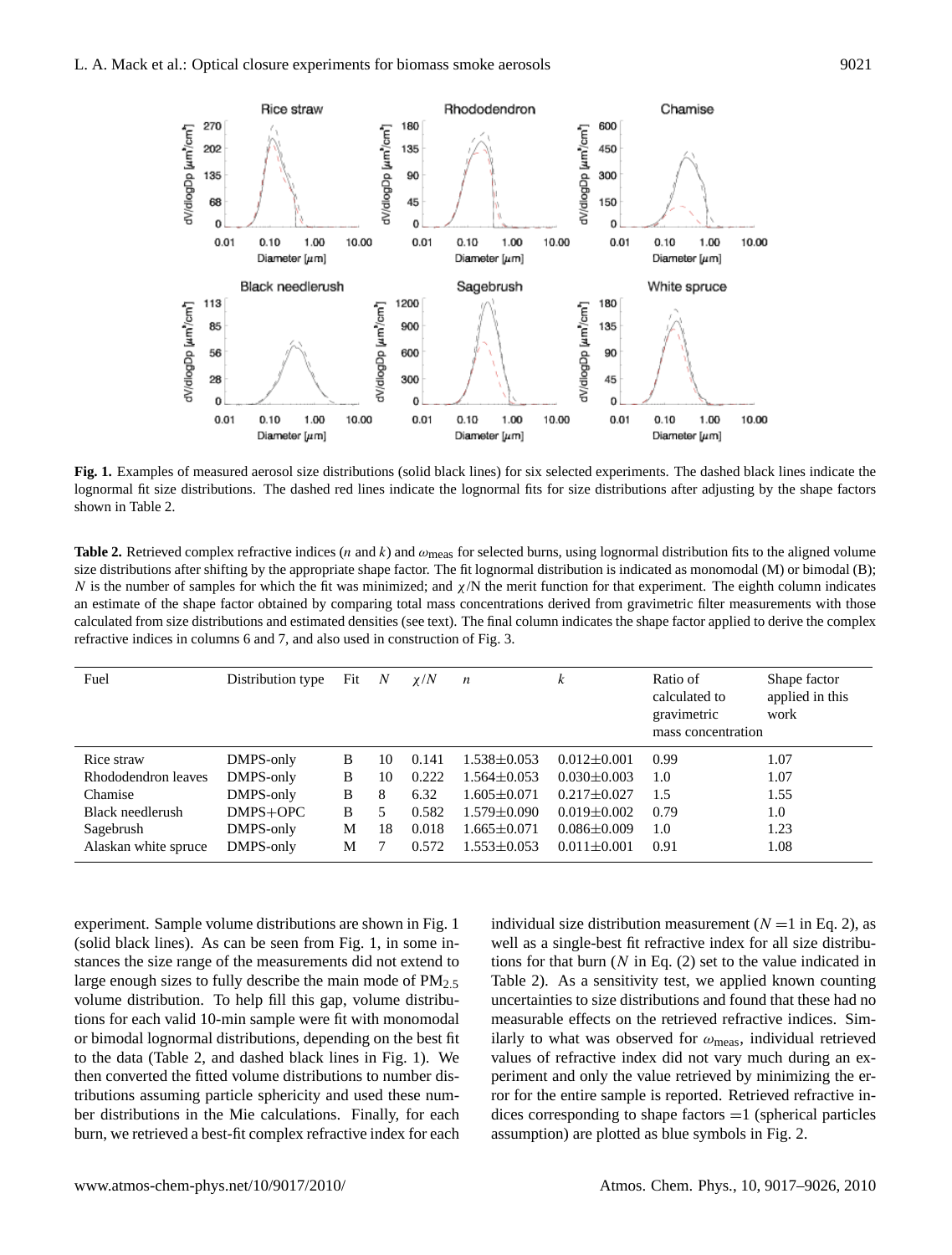**Fig. 1.** Examples of measured aerosol size distributions (solid black lines) for six selected experiments. The dashed black lines indicate the lognormal fit size distributions. The dashed red lines indicate the lognormal fits for size distributions after adjusting by the shape factors shown in Table 2.

**Table 2.** Retrieved complex refractive indices ($n$ and $k$) and $\omega_{\text{meas}}$ for selected burns, using lognormal distribution fits to the aligned volume size distributions after shifting by the appropriate shape factor. The fit lognormal distribution is indicated as monomodal (M) or bimodal (B); $N$ is the number of samples for which the fit was minimized; and $\chi/N$ the merit function for that experiment. The eighth column indicates an estimate of the shape factor obtained by comparing total mass concentrations derived from gravimetric filter measurements with those calculated from size distributions and estimated densities (see text). The final column indicates the shape factor applied to derive the complex refractive indices in columns 6 and 7, and also used in construction of Fig. 3.

| Fuel | Distribution type | Fit | $N$ | $\chi/N$ | $n$ | $k$ | Ratio of calculated to gravimetric mass concentration | Shape factor applied in this work |
|---|---|---|---|---|---|---|---|---|
| Rice straw | DMPS-only | B | 10 | 0.141 | 1.538±0.053 | 0.012±0.001 | 0.99 | 1.07 |
| Rhododendron leaves | DMPS-only | B | 10 | 0.222 | 1.564±0.053 | 0.030±0.003 | 1.0 | 1.07 |
| Chamise | DMPS-only | B | 8 | 6.32 | 1.605±0.071 | 0.217±0.027 | 1.5 | 1.55 |
| Black needlerush | DMPS+OPC | B | 5 | 0.582 | 1.579±0.090 | 0.019±0.002 | 0.79 | 1.0 |
| Sagebrush | DMPS-only | M | 18 | 0.018 | 1.665±0.071 | 0.086±0.009 | 1.0 | 1.23 |
| Alaskan white spruce | DMPS-only | M | 7 | 0.572 | 1.553±0.053 | 0.011±0.001 | 0.91 | 1.08 |

experiment. Sample volume distributions are shown in Fig. 1 (solid black lines). As can be seen from Fig. 1, in some instances the size range of the measurements did not extend to large enough sizes to fully describe the main mode of $PM_{2.5}$ volume distribution. To help fill this gap, volume distributions for each valid 10-min sample were fit with monomodal or bimodal lognormal distributions, depending on the best fit to the data (Table 2, and dashed black lines in Fig. 1). We then converted the fitted volume distributions to number distributions assuming particle sphericity and used these number distributions in the Mie calculations. Finally, for each burn, we retrieved a best-fit complex refractive index for each individual size distribution measurement ($N=1$ in Eq. 2), as well as a single-best fit refractive index for all size distributions for that burn ($N$ in Eq. (2) set to the value indicated in Table 2). As a sensitivity test, we applied known counting uncertainties to size distributions and found that these had no measurable effects on the retrieved refractive indices. Similarly to what was observed for $\omega_{\text{meas}}$, individual retrieved values of refractive index did not vary much during an experiment and only the value retrieved by minimizing the error for the entire sample is reported. Retrieved refractive indices corresponding to shape factors $=1$ (spherical particles assumption) are plotted as blue symbols in Fig. 2.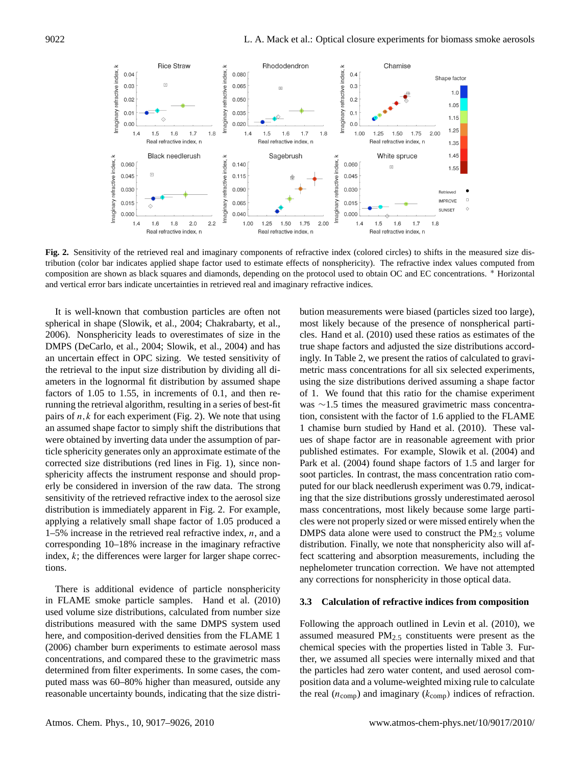**Fig. 2.** Sensitivity of the retrieved real and imaginary components of refractive index (colored circles) to shifts in the measured size distribution (color bar indicates applied shape factor used to estimate effects of nonsphericity). The refractive index values computed from composition are shown as black squares and diamonds, depending on the protocol used to obtain OC and EC concentrations. * Horizontal and vertical error bars indicate uncertainties in retrieved real and imaginary refractive indices.

It is well-known that combustion particles are often not spherical in shape (Slowik, et al., 2004; Chakrabarty, et al., 2006). Nonsphericity leads to overestimates of size in the DMPS (DeCarlo, et al., 2004; Slowik, et al., 2004) and has an uncertain effect in OPC sizing. We tested sensitivity of the retrieval to the input size distribution by dividing all diameters in the lognormal fit distribution by assumed shape factors of 1.05 to 1.55, in increments of 0.1, and then rerunning the retrieval algorithm, resulting in a series of best-fit pairs of $n, k$ for each experiment (Fig. 2). We note that using an assumed shape factor to simply shift the distributions that were obtained by inverting data under the assumption of particle sphericity generates only an approximate estimate of the corrected size distributions (red lines in Fig. 1), since nonsphericity affects the instrument response and should properly be considered in inversion of the raw data. The strong sensitivity of the retrieved refractive index to the aerosol size distribution is immediately apparent in Fig. 2. For example, applying a relatively small shape factor of 1.05 produced a 1–5% increase in the retrieved real refractive index, $n$, and a corresponding 10–18% increase in the imaginary refractive index, $k$; the differences were larger for larger shape corrections.

There is additional evidence of particle nonsphericity in FLAME smoke particle samples. Hand et al. (2010) used volume size distributions, calculated from number size distributions measured with the same DMPS system used here, and composition-derived densities from the FLAME 1 (2006) chamber burn experiments to estimate aerosol mass concentrations, and compared these to the gravimetric mass determined from filter experiments. In some cases, the computed mass was 60–80% higher than measured, outside any reasonable uncertainty bounds, indicating that the size distribution measurements were biased (particles sized too large), most likely because of the presence of nonspherical particles. Hand et al. (2010) used these ratios as estimates of the true shape factors and adjusted the size distributions accordingly. In Table 2, we present the ratios of calculated to gravimetric mass concentrations for all six selected experiments, using the size distributions derived assuming a shape factor of 1. We found that this ratio for the chamise experiment was ~1.5 times the measured gravimetric mass concentration, consistent with the factor of 1.6 applied to the FLAME 1 chamise burn studied by Hand et al. (2010). These values of shape factor are in reasonable agreement with prior published estimates. For example, Slowik et al. (2004) and Park et al. (2004) found shape factors of 1.5 and larger for soot particles. In contrast, the mass concentration ratio computed for our black needlerush experiment was 0.79, indicating that the size distributions grossly underestimated aerosol mass concentrations, most likely because some large particles were not properly sized or were missed entirely when the DMPS data alone were used to construct the $PM_{2.5}$ volume distribution. Finally, we note that nonsphericity also will affect scattering and absorption measurements, including the nephelometer truncation correction. We have not attempted any corrections for nonsphericity in those optical data.

### 3.3 Calculation of refractive indices from composition

Following the approach outlined in Levin et al. (2010), we assumed measured $PM_{2.5}$ constituents were present as the chemical species with the properties listed in Table 3. Further, we assumed all species were internally mixed and that the particles had zero water content, and used aerosol composition data and a volume-weighted mixing rule to calculate the real ($n_{comp}$) and imaginary ($k_{comp}$) indices of refraction.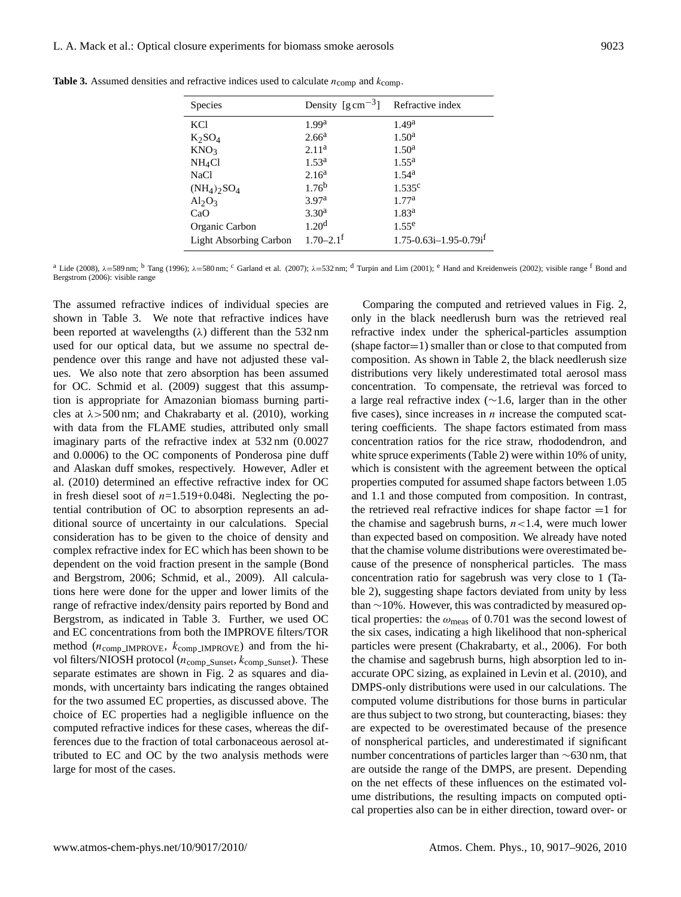**Table 3.** Assumed densities and refractive indices used to calculate $n_{comp}$ and $k_{comp}$.

| Species | Density [g cm$^{-3}$] | Refractive index |
|---|---|---|
| KCl | 1.99[a] | 1.49[a] |
| $K_2SO_4$ | 2.66[a] | 1.50[a] |
| $KNO_3$ | 2.11[a] | 1.50[a] |
| $NH_4Cl$ | 1.53[a] | 1.55[a] |
| NaCl | 2.16[a] | 1.54[a] |
| $(NH_4)_2SO_4$ | 1.76[b] | 1.535[c] |
| $Al_2O_3$ | 3.97[a] | 1.77[a] |
| CaO | 3.30[a] | 1.83[a] |
| Organic Carbon | 1.20[d] | 1.55[e] |
| Light Absorbing Carbon | 1.70–2.1[f] | 1.75-0.63i–1.95-0.79i[f] |

[a] Lide (2008), λ=589 nm; [b] Tang (1996); λ=580 nm; [c] Garland et al. (2007); λ=532 nm; [d] Turpin and Lim (2001); [e] Hand and Kreidenweis (2002); visible range [f] Bond and Bergstrom (2006): visible range

The assumed refractive indices of individual species are shown in Table 3. We note that refractive indices have been reported at wavelengths (λ) different than the 532 nm used for our optical data, but we assume no spectral dependence over this range and have not adjusted these values. We also note that zero absorption has been assumed for OC. Schmid et al. (2009) suggest that this assumption is appropriate for Amazonian biomass burning particles at $\lambda > 500$ nm; and Chakrabarty et al. (2010), working with data from the FLAME studies, attributed only small imaginary parts of the refractive index at 532 nm (0.0027 and 0.0006) to the OC components of Ponderosa pine duff and Alaskan duff smokes, respectively. However, Adler et al. (2010) determined an effective refractive index for OC in fresh diesel soot of $n$=1.519+0.048i. Neglecting the potential contribution of OC to absorption represents an additional source of uncertainty in our calculations. Special consideration has to be given to the choice of density and complex refractive index for EC which has been shown to be dependent on the void fraction present in the sample (Bond and Bergstrom, 2006; Schmid, et al., 2009). All calculations here were done for the upper and lower limits of the range of refractive index/density pairs reported by Bond and Bergstrom, as indicated in Table 3. Further, we used OC and EC concentrations from both the IMPROVE filters/TOR method ($n_{comp\_IMPROVE}$, $k_{comp\_IMPROVE}$) and from the hi-vol filters/NIOSH protocol ($n_{comp\_Sunset}$, $k_{comp\_Sunset}$). These separate estimates are shown in Fig. 2 as squares and diamonds, with uncertainty bars indicating the ranges obtained for the two assumed EC properties, as discussed above. The choice of EC properties had a negligible influence on the computed refractive indices for these cases, whereas the differences due to the fraction of total carbonaceous aerosol attributed to EC and OC by the two analysis methods were large for most of the cases.

Comparing the computed and retrieved values in Fig. 2, only in the black needlerush burn was the retrieved real refractive index under the spherical-particles assumption (shape factor=1) smaller than or close to that computed from composition. As shown in Table 2, the black needlerush size distributions very likely underestimated total aerosol mass concentration. To compensate, the retrieval was forced to a large real refractive index (∼1.6, larger than in the other five cases), since increases in $n$ increase the computed scattering coefficients. The shape factors estimated from mass concentration ratios for the rice straw, rhododendron, and white spruce experiments (Table 2) were within 10% of unity, which is consistent with the agreement between the optical properties computed for assumed shape factors between 1.05 and 1.1 and those computed from composition. In contrast, the retrieved real refractive indices for shape factor =1 for the chamise and sagebrush burns, $n < 1.4$, were much lower than expected based on composition. We already have noted that the chamise volume distributions were overestimated because of the presence of nonspherical particles. The mass concentration ratio for sagebrush was very close to 1 (Table 2), suggesting shape factors deviated from unity by less than ∼10%. However, this was contradicted by measured optical properties: the $\omega_{meas}$ of 0.701 was the second lowest of the six cases, indicating a high likelihood that non-spherical particles were present (Chakrabarty, et al., 2006). For both the chamise and sagebrush burns, high absorption led to inaccurate OPC sizing, as explained in Levin et al. (2010), and DMPS-only distributions were used in our calculations. The computed volume distributions for those burns in particular are thus subject to two strong, but counteracting, biases: they are expected to be overestimated because of the presence of nonspherical particles, and underestimated if significant number concentrations of particles larger than ∼630 nm, that are outside the range of the DMPS, are present. Depending on the net effects of these influences on the estimated volume distributions, the resulting impacts on computed optical properties also can be in either direction, toward over- or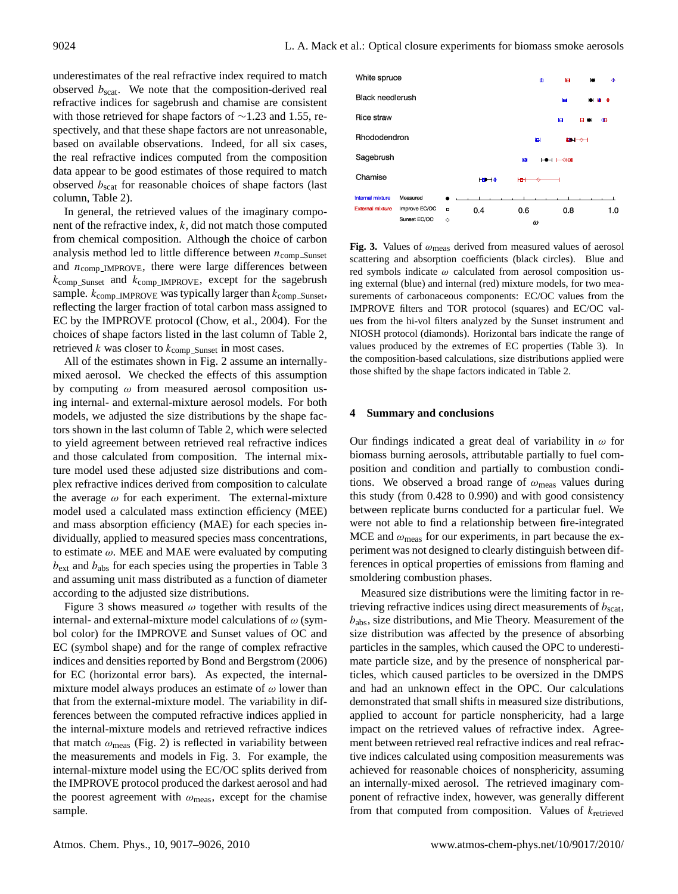underestimates of the real refractive index required to match observed $b_{scat}$. We note that the composition-derived real refractive indices for sagebrush and chamise are consistent with those retrieved for shape factors of ∼1.23 and 1.55, respectively, and that these shape factors are not unreasonable, based on available observations. Indeed, for all six cases, the real refractive indices computed from the composition data appear to be good estimates of those required to match observed $b_{scat}$ for reasonable choices of shape factors (last column, Table 2).

In general, the retrieved values of the imaginary component of the refractive index, $k$, did not match those computed from chemical composition. Although the choice of carbon analysis method led to little difference between $n_{comp\_Sunset}$ and $n_{comp\_IMPROVE}$, there were large differences between $k_{comp\_Sunset}$ and $k_{comp\_IMPROVE}$, except for the sagebrush sample. $k_{comp\_IMPROVE}$ was typically larger than $k_{comp\_Sunset}$, reflecting the larger fraction of total carbon mass assigned to EC by the IMPROVE protocol (Chow, et al., 2004). For the choices of shape factors listed in the last column of Table 2, retrieved $k$ was closer to $k_{comp\_Sunset}$ in most cases.

All of the estimates shown in Fig. 2 assume an internally-mixed aerosol. We checked the effects of this assumption by computing $\omega$ from measured aerosol composition using internal- and external-mixture aerosol models. For both models, we adjusted the size distributions by the shape factors shown in the last column of Table 2, which were selected to yield agreement between retrieved real refractive indices and those calculated from composition. The internal mixture model used these adjusted size distributions and complex refractive indices derived from composition to calculate the average $\omega$ for each experiment. The external-mixture model used a calculated mass extinction efficiency (MEE) and mass absorption efficiency (MAE) for each species individually, applied to measured species mass concentrations, to estimate $\omega$. MEE and MAE were evaluated by computing $b_{ext}$ and $b_{abs}$ for each species using the properties in Table 3 and assuming unit mass distributed as a function of diameter according to the adjusted size distributions.

Figure 3 shows measured $\omega$ together with results of the internal- and external-mixture model calculations of $\omega$ (symbol color) for the IMPROVE and Sunset values of OC and EC (symbol shape) and for the range of complex refractive indices and densities reported by Bond and Bergstrom (2006) for EC (horizontal error bars). As expected, the internal-mixture model always produces an estimate of $\omega$ lower than that from the external-mixture model. The variability in differences between the computed refractive indices applied in the internal-mixture models and retrieved refractive indices that match $\omega_{meas}$ (Fig. 2) is reflected in variability between the measurements and models in Fig. 3. For example, the internal-mixture model using the EC/OC splits derived from the IMPROVE protocol produced the darkest aerosol and had the poorest agreement with $\omega_{meas}$, except for the chamise sample.

**Fig. 3.** Values of $\omega_{meas}$ derived from measured values of aerosol scattering and absorption coefficients (black circles). Blue and red symbols indicate $\omega$ calculated from aerosol composition using external (blue) and internal (red) mixture models, for two measurements of carbonaceous components: EC/OC values from the IMPROVE filters and TOR protocol (squares) and EC/OC values from the hi-vol filters analyzed by the Sunset instrument and NIOSH protocol (diamonds). Horizontal bars indicate the range of values produced by the extremes of EC properties (Table 3). In the composition-based calculations, size distributions applied were those shifted by the shape factors indicated in Table 2.

## 4 Summary and conclusions

Our findings indicated a great deal of variability in $\omega$ for biomass burning aerosols, attributable partially to fuel composition and condition and partially to combustion conditions. We observed a broad range of $\omega_{meas}$ values during this study (from 0.428 to 0.990) and with good consistency between replicate burns conducted for a particular fuel. We were not able to find a relationship between fire-integrated MCE and $\omega_{meas}$ for our experiments, in part because the experiment was not designed to clearly distinguish between differences in optical properties of emissions from flaming and smoldering combustion phases.

Measured size distributions were the limiting factor in retrieving refractive indices using direct measurements of $b_{scat}$, $b_{abs}$, size distributions, and Mie Theory. Measurement of the size distribution was affected by the presence of absorbing particles in the samples, which caused the OPC to underestimate particle size, and by the presence of nonspherical particles, which caused particles to be oversized in the DMPS and had an unknown effect in the OPC. Our calculations demonstrated that small shifts in measured size distributions, applied to account for particle nonsphericity, had a large impact on the retrieved values of refractive index. Agreement between retrieved real refractive indices and real refractive indices calculated using composition measurements was achieved for reasonable choices of nonsphericity, assuming an internally-mixed aerosol. The retrieved imaginary component of refractive index, however, was generally different from that computed from composition. Values of $k_{retrieved}$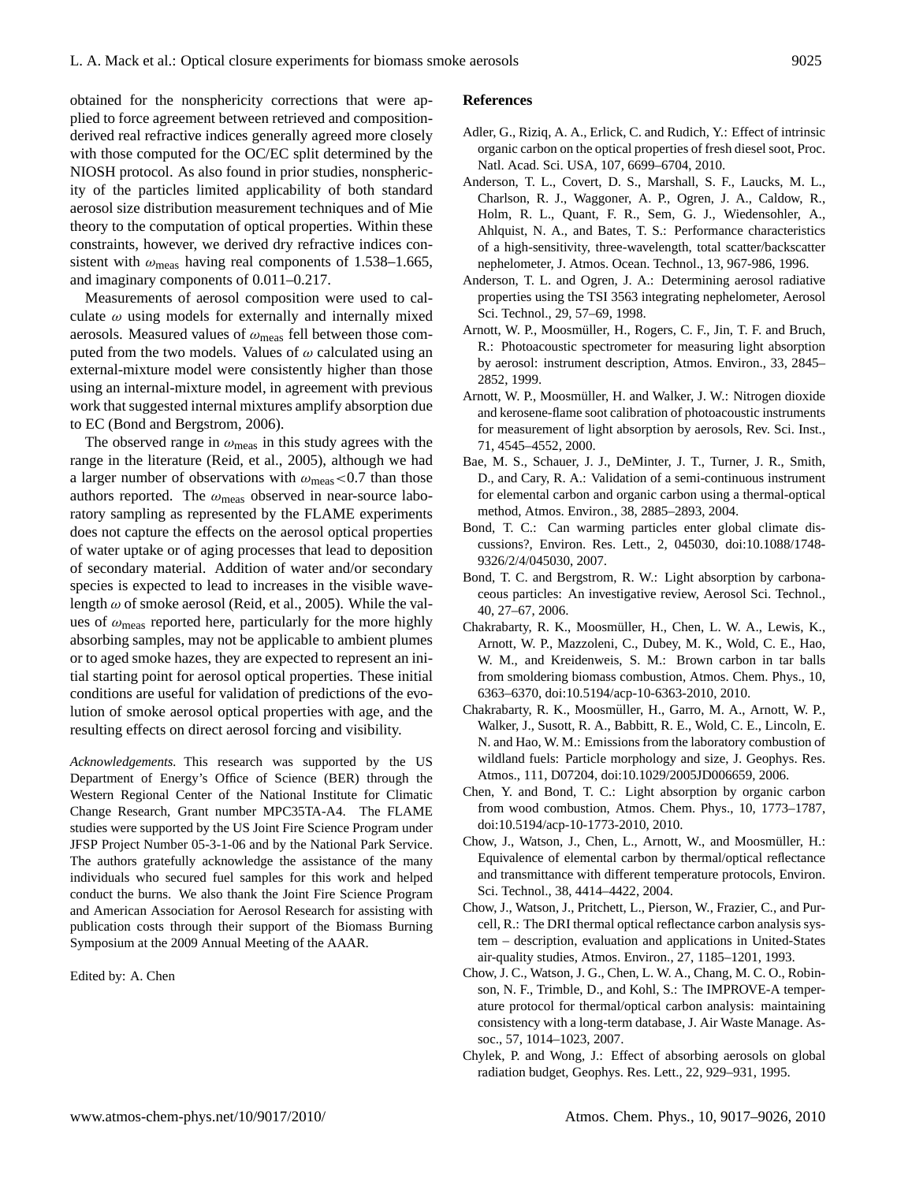obtained for the nonsphericity corrections that were applied to force agreement between retrieved and composition-derived real refractive indices generally agreed more closely with those computed for the OC/EC split determined by the NIOSH protocol. As also found in prior studies, nonsphericity of the particles limited applicability of both standard aerosol size distribution measurement techniques and of Mie theory to the computation of optical properties. Within these constraints, however, we derived dry refractive indices consistent with $\omega_{\text{meas}}$ having real components of 1.538–1.665, and imaginary components of 0.011–0.217.

Measurements of aerosol composition were used to calculate $\omega$ using models for externally and internally mixed aerosols. Measured values of $\omega_{\text{meas}}$ fell between those computed from the two models. Values of $\omega$ calculated using an external-mixture model were consistently higher than those using an internal-mixture model, in agreement with previous work that suggested internal mixtures amplify absorption due to EC (Bond and Bergstrom, 2006).

The observed range in $\omega_{\text{meas}}$ in this study agrees with the range in the literature (Reid, et al., 2005), although we had a larger number of observations with $\omega_{\text{meas}} < 0.7$ than those authors reported. The $\omega_{\text{meas}}$ observed in near-source laboratory sampling as represented by the FLAME experiments does not capture the effects on the aerosol optical properties of water uptake or of aging processes that lead to deposition of secondary material. Addition of water and/or secondary species is expected to lead to increases in the visible wavelength $\omega$ of smoke aerosol (Reid, et al., 2005). While the values of $\omega_{\text{meas}}$ reported here, particularly for the more highly absorbing samples, may not be applicable to ambient plumes or to aged smoke hazes, they are expected to represent an initial starting point for aerosol optical properties. These initial conditions are useful for validation of predictions of the evolution of smoke aerosol optical properties with age, and the resulting effects on direct aerosol forcing and visibility.

*Acknowledgements.* This research was supported by the US Department of Energy's Office of Science (BER) through the Western Regional Center of the National Institute for Climatic Change Research, Grant number MPC35TA-A4. The FLAME studies were supported by the US Joint Fire Science Program under JFSP Project Number 05-3-1-06 and by the National Park Service. The authors gratefully acknowledge the assistance of the many individuals who secured fuel samples for this work and helped conduct the burns. We also thank the Joint Fire Science Program and American Association for Aerosol Research for assisting with publication costs through their support of the Biomass Burning Symposium at the 2009 Annual Meeting of the AAAR.

Edited by: A. Chen

## References

Adler, G., Riziq, A. A., Erlick, C. and Rudich, Y.: Effect of intrinsic organic carbon on the optical properties of fresh diesel soot, Proc. Natl. Acad. Sci. USA, 107, 6699–6704, 2010.

Anderson, T. L., Covert, D. S., Marshall, S. F., Laucks, M. L., Charlson, R. J., Waggoner, A. P., Ogren, J. A., Caldow, R., Holm, R. L., Quant, F. R., Sem, G. J., Wiedensohler, A., Ahlquist, N. A., and Bates, T. S.: Performance characteristics of a high-sensitivity, three-wavelength, total scatter/backscatter nephelometer, J. Atmos. Ocean. Technol., 13, 967-986, 1996.

Anderson, T. L. and Ogren, J. A.: Determining aerosol radiative properties using the TSI 3563 integrating nephelometer, Aerosol Sci. Technol., 29, 57–69, 1998.

Arnott, W. P., Moosmüller, H., Rogers, C. F., Jin, T. F. and Bruch, R.: Photoacoustic spectrometer for measuring light absorption by aerosol: instrument description, Atmos. Environ., 33, 2845–2852, 1999.

Arnott, W. P., Moosmüller, H. and Walker, J. W.: Nitrogen dioxide and kerosene-flame soot calibration of photoacoustic instruments for measurement of light absorption by aerosols, Rev. Sci. Inst., 71, 4545–4552, 2000.

Bae, M. S., Schauer, J. J., DeMinter, J. T., Turner, J. R., Smith, D., and Cary, R. A.: Validation of a semi-continuous instrument for elemental carbon and organic carbon using a thermal-optical method, Atmos. Environ., 38, 2885–2893, 2004.

Bond, T. C.: Can warming particles enter global climate discussions?, Environ. Res. Lett., 2, 045030, doi:10.1088/1748-9326/2/4/045030, 2007.

Bond, T. C. and Bergstrom, R. W.: Light absorption by carbonaceous particles: An investigative review, Aerosol Sci. Technol., 40, 27–67, 2006.

Chakrabarty, R. K., Moosmüller, H., Chen, L. W. A., Lewis, K., Arnott, W. P., Mazzoleni, C., Dubey, M. K., Wold, C. E., Hao, W. M., and Kreidenweis, S. M.: Brown carbon in tar balls from smoldering biomass combustion, Atmos. Chem. Phys., 10, 6363–6370, doi:10.5194/acp-10-6363-2010, 2010.

Chakrabarty, R. K., Moosmüller, H., Garro, M. A., Arnott, W. P., Walker, J., Susott, R. A., Babbitt, R. E., Wold, C. E., Lincoln, E. N. and Hao, W. M.: Emissions from the laboratory combustion of wildland fuels: Particle morphology and size, J. Geophys. Res. Atmos., 111, D07204, doi:10.1029/2005JD006659, 2006.

Chen, Y. and Bond, T. C.: Light absorption by organic carbon from wood combustion, Atmos. Chem. Phys., 10, 1773–1787, doi:10.5194/acp-10-1773-2010, 2010.

Chow, J., Watson, J., Chen, L., Arnott, W., and Moosmüller, H.: Equivalence of elemental carbon by thermal/optical reflectance and transmittance with different temperature protocols, Environ. Sci. Technol., 38, 4414–4422, 2004.

Chow, J., Watson, J., Pritchett, L., Pierson, W., Frazier, C., and Purcell, R.: The DRI thermal optical reflectance carbon analysis system – description, evaluation and applications in United-States air-quality studies, Atmos. Environ., 27, 1185–1201, 1993.

Chow, J. C., Watson, J. G., Chen, L. W. A., Chang, M. C. O., Robinson, N. F., Trimble, D., and Kohl, S.: The IMPROVE-A temperature protocol for thermal/optical carbon analysis: maintaining consistency with a long-term database, J. Air Waste Manage. Assoc., 57, 1014–1023, 2007.

Chylek, P. and Wong, J.: Effect of absorbing aerosols on global radiation budget, Geophys. Res. Lett., 22, 929–931, 1995.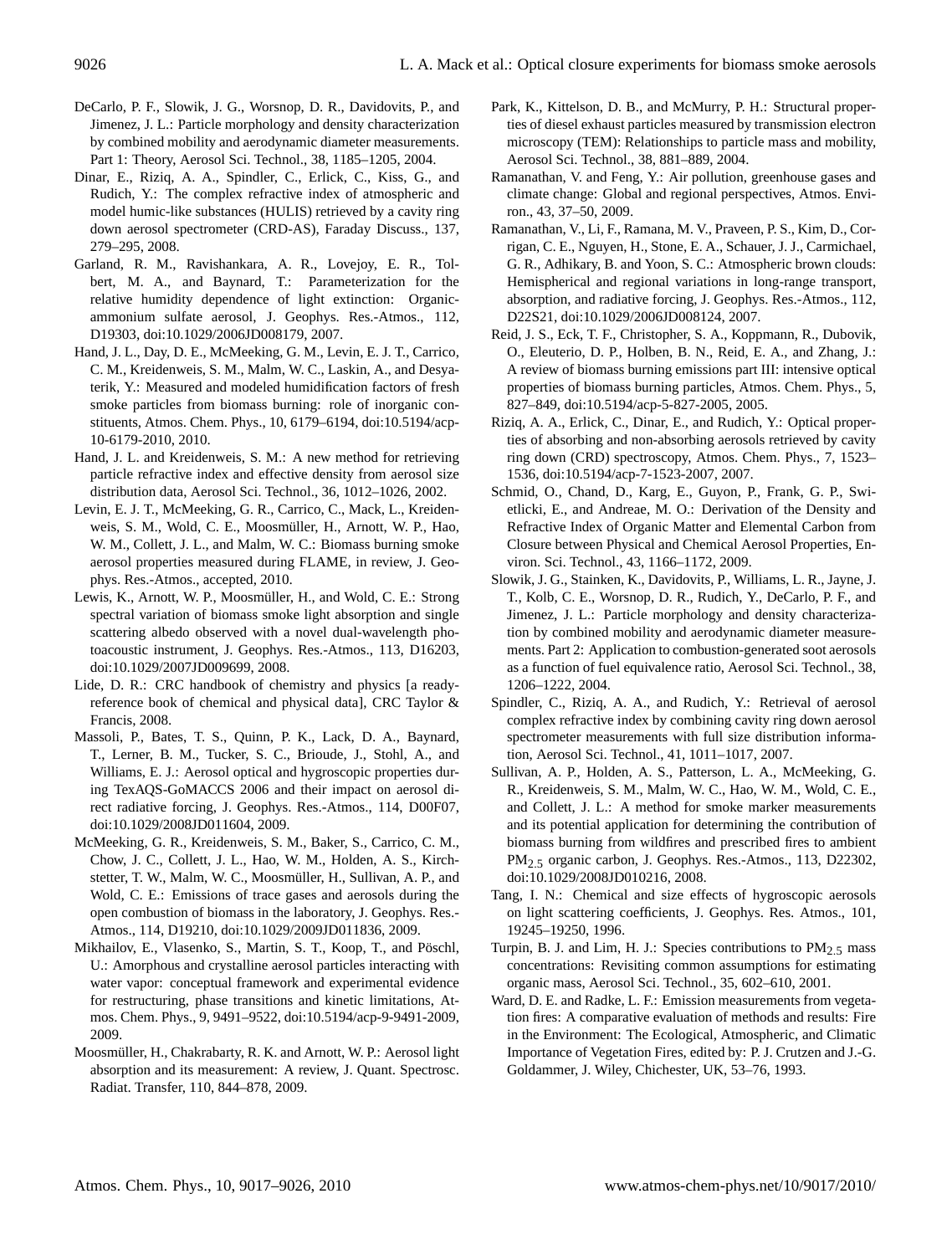DeCarlo, P. F., Slowik, J. G., Worsnop, D. R., Davidovits, P., and Jimenez, J. L.: Particle morphology and density characterization by combined mobility and aerodynamic diameter measurements. Part 1: Theory, Aerosol Sci. Technol., 38, 1185–1205, 2004.

Dinar, E., Riziq, A. A., Spindler, C., Erlick, C., Kiss, G., and Rudich, Y.: The complex refractive index of atmospheric and model humic-like substances (HULIS) retrieved by a cavity ring down aerosol spectrometer (CRD-AS), Faraday Discuss., 137, 279–295, 2008.

Garland, R. M., Ravishankara, A. R., Lovejoy, E. R., Tolbert, M. A., and Baynard, T.: Parameterization for the relative humidity dependence of light extinction: Organic-ammonium sulfate aerosol, J. Geophys. Res.-Atmos., 112, D19303, doi:10.1029/2006JD008179, 2007.

Hand, J. L., Day, D. E., McMeeking, G. M., Levin, E. J. T., Carrico, C. M., Kreidenweis, S. M., Malm, W. C., Laskin, A., and Desyaterik, Y.: Measured and modeled humidification factors of fresh smoke particles from biomass burning: role of inorganic constituents, Atmos. Chem. Phys., 10, 6179–6194, doi:10.5194/acp-10-6179-2010, 2010.

Hand, J. L. and Kreidenweis, S. M.: A new method for retrieving particle refractive index and effective density from aerosol size distribution data, Aerosol Sci. Technol., 36, 1012–1026, 2002.

Levin, E. J. T., McMeeking, G. R., Carrico, C., Mack, L., Kreidenweis, S. M., Wold, C. E., Moosmüller, H., Arnott, W. P., Hao, W. M., Collett, J. L., and Malm, W. C.: Biomass burning smoke aerosol properties measured during FLAME, in review, J. Geophys. Res.-Atmos., accepted, 2010.

Lewis, K., Arnott, W. P., Moosmüller, H., and Wold, C. E.: Strong spectral variation of biomass smoke light absorption and single scattering albedo observed with a novel dual-wavelength photoacoustic instrument, J. Geophys. Res.-Atmos., 113, D16203, doi:10.1029/2007JD009699, 2008.

Lide, D. R.: CRC handbook of chemistry and physics [a ready-reference book of chemical and physical data], CRC Taylor & Francis, 2008.

Massoli, P., Bates, T. S., Quinn, P. K., Lack, D. A., Baynard, T., Lerner, B. M., Tucker, S. C., Brioude, J., Stohl, A., and Williams, E. J.: Aerosol optical and hygroscopic properties during TexAQS-GoMACCS 2006 and their impact on aerosol direct radiative forcing, J. Geophys. Res.-Atmos., 114, D00F07, doi:10.1029/2008JD011604, 2009.

McMeeking, G. R., Kreidenweis, S. M., Baker, S., Carrico, C. M., Chow, J. C., Collett, J. L., Hao, W. M., Holden, A. S., Kirchstetter, T. W., Malm, W. C., Moosmüller, H., Sullivan, A. P., and Wold, C. E.: Emissions of trace gases and aerosols during the open combustion of biomass in the laboratory, J. Geophys. Res.-Atmos., 114, D19210, doi:10.1029/2009JD011836, 2009.

Mikhailov, E., Vlasenko, S., Martin, S. T., Koop, T., and Pöschl, U.: Amorphous and crystalline aerosol particles interacting with water vapor: conceptual framework and experimental evidence for restructuring, phase transitions and kinetic limitations, Atmos. Chem. Phys., 9, 9491–9522, doi:10.5194/acp-9-9491-2009, 2009.

Moosmüller, H., Chakrabarty, R. K. and Arnott, W. P.: Aerosol light absorption and its measurement: A review, J. Quant. Spectrosc. Radiat. Transfer, 110, 844–878, 2009.

Park, K., Kittelson, D. B., and McMurry, P. H.: Structural properties of diesel exhaust particles measured by transmission electron microscopy (TEM): Relationships to particle mass and mobility, Aerosol Sci. Technol., 38, 881–889, 2004.

Ramanathan, V. and Feng, Y.: Air pollution, greenhouse gases and climate change: Global and regional perspectives, Atmos. Environ., 43, 37–50, 2009.

Ramanathan, V., Li, F., Ramana, M. V., Praveen, P. S., Kim, D., Corrigan, C. E., Nguyen, H., Stone, E. A., Schauer, J. J., Carmichael, G. R., Adhikary, B. and Yoon, S. C.: Atmospheric brown clouds: Hemispherical and regional variations in long-range transport, absorption, and radiative forcing, J. Geophys. Res.-Atmos., 112, D22S21, doi:10.1029/2006JD008124, 2007.

Reid, J. S., Eck, T. F., Christopher, S. A., Koppmann, R., Dubovik, O., Eleuterio, D. P., Holben, B. N., Reid, E. A., and Zhang, J.: A review of biomass burning emissions part III: intensive optical properties of biomass burning particles, Atmos. Chem. Phys., 5, 827–849, doi:10.5194/acp-5-827-2005, 2005.

Riziq, A. A., Erlick, C., Dinar, E., and Rudich, Y.: Optical properties of absorbing and non-absorbing aerosols retrieved by cavity ring down (CRD) spectroscopy, Atmos. Chem. Phys., 7, 1523–1536, doi:10.5194/acp-7-1523-2007, 2007.

Schmid, O., Chand, D., Karg, E., Guyon, P., Frank, G. P., Swietlicki, E., and Andreae, M. O.: Derivation of the Density and Refractive Index of Organic Matter and Elemental Carbon from Closure between Physical and Chemical Aerosol Properties, Environ. Sci. Technol., 43, 1166–1172, 2009.

Slowik, J. G., Stainken, K., Davidovits, P., Williams, L. R., Jayne, J. T., Kolb, C. E., Worsnop, D. R., Rudich, Y., DeCarlo, P. F., and Jimenez, J. L.: Particle morphology and density characterization by combined mobility and aerodynamic diameter measurements. Part 2: Application to combustion-generated soot aerosols as a function of fuel equivalence ratio, Aerosol Sci. Technol., 38, 1206–1222, 2004.

Spindler, C., Riziq, A. A., and Rudich, Y.: Retrieval of aerosol complex refractive index by combining cavity ring down aerosol spectrometer measurements with full size distribution information, Aerosol Sci. Technol., 41, 1011–1017, 2007.

Sullivan, A. P., Holden, A. S., Patterson, L. A., McMeeking, G. R., Kreidenweis, S. M., Malm, W. C., Hao, W. M., Wold, C. E., and Collett, J. L.: A method for smoke marker measurements and its potential application for determining the contribution of biomass burning from wildfires and prescribed fires to ambient $PM_{2.5}$ organic carbon, J. Geophys. Res.-Atmos., 113, D22302, doi:10.1029/2008JD010216, 2008.

Tang, I. N.: Chemical and size effects of hygroscopic aerosols on light scattering coefficients, J. Geophys. Res. Atmos., 101, 19245–19250, 1996.

Turpin, B. J. and Lim, H. J.: Species contributions to $PM_{2.5}$ mass concentrations: Revisiting common assumptions for estimating organic mass, Aerosol Sci. Technol., 35, 602–610, 2001.

Ward, D. E. and Radke, L. F.: Emission measurements from vegetation fires: A comparative evaluation of methods and results: Fire in the Environment: The Ecological, Atmospheric, and Climatic Importance of Vegetation Fires, edited by: P. J. Crutzen and J.-G. Goldammer, J. Wiley, Chichester, UK, 53–76, 1993.